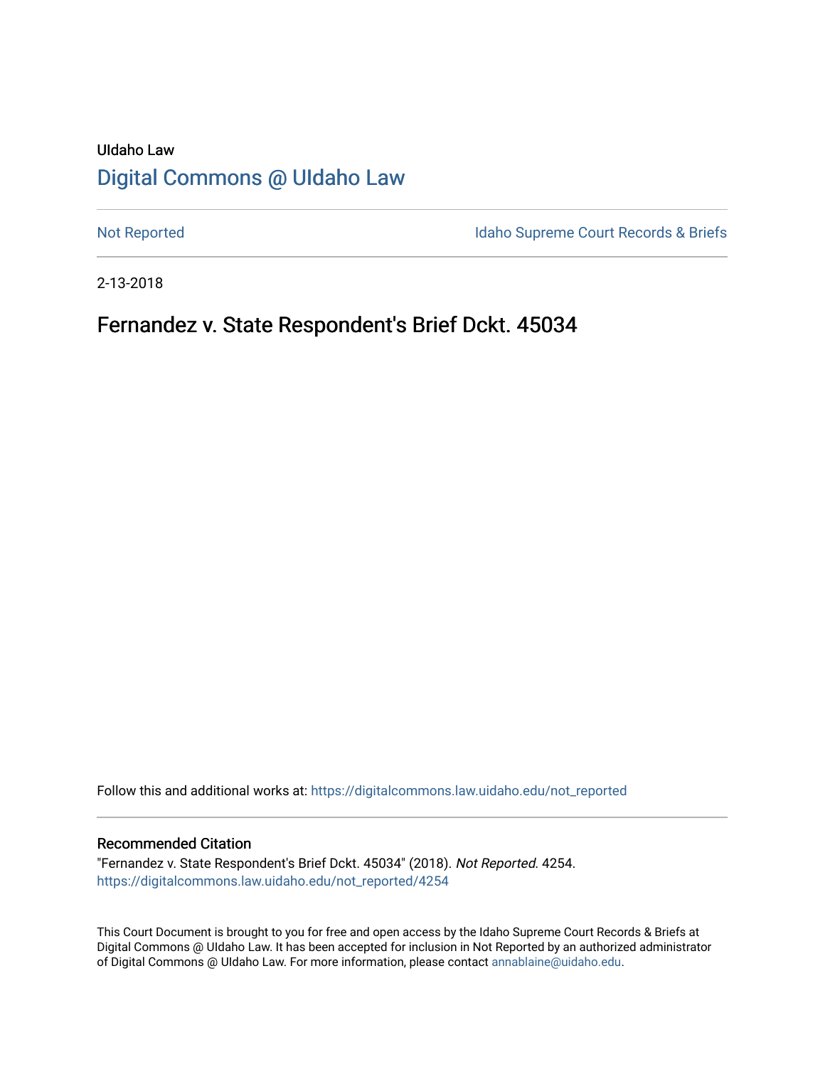UIdaho Law

# Digital Commons @ UIdaho Law

Not Reported

Idaho Supreme Court Records & Briefs

2-13-2018

## Fernandez v. State Respondent's Brief Dckt. 45034

Follow this and additional works at: https://digitalcommons.law.uidaho.edu/not_reported

### Recommended Citation

"Fernandez v. State Respondent's Brief Dckt. 45034" (2018). *Not Reported*. 4254.
https://digitalcommons.law.uidaho.edu/not_reported/4254

This Court Document is brought to you for free and open access by the Idaho Supreme Court Records & Briefs at Digital Commons @ UIdaho Law. It has been accepted for inclusion in Not Reported by an authorized administrator of Digital Commons @ UIdaho Law. For more information, please contact annablaine@uidaho.edu.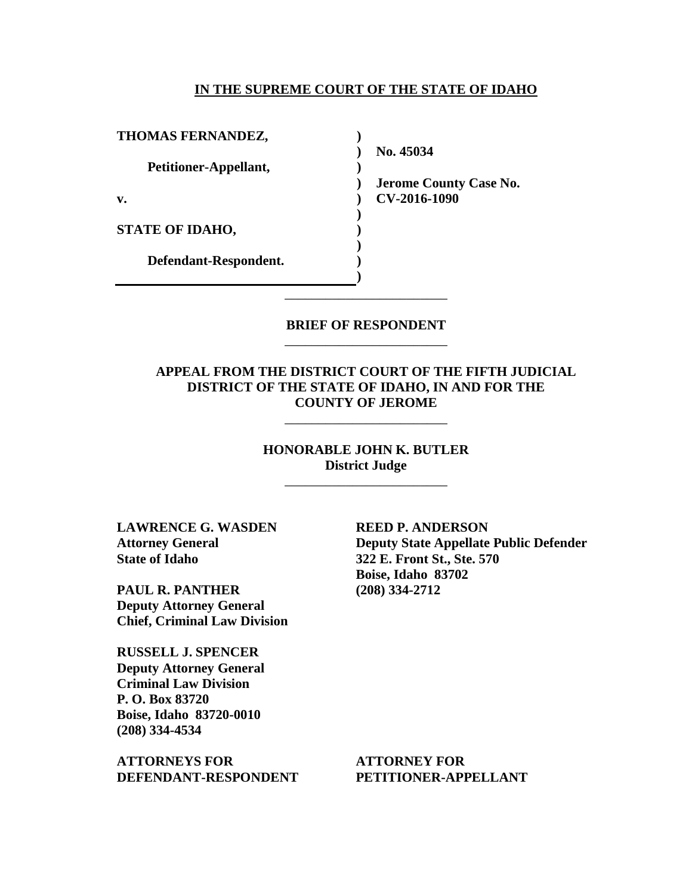**IN THE SUPREME COURT OF THE STATE OF IDAHO**

| | | |
|---|---|---|
| **THOMAS FERNANDEZ,** | **)** | |
| | **)** | **No. 45034** |
| **Petitioner-Appellant,** | **)** | |
| | **)** | **Jerome County Case No.** |
| **v.** | **)** | **CV-2016-1090** |
| | **)** | |
| **STATE OF IDAHO,** | **)** | |
| | **)** | |
| **Defendant-Respondent.** | **)** | |
| | **)** | |

---

**BRIEF OF RESPONDENT**

---

**APPEAL FROM THE DISTRICT COURT OF THE FIFTH JUDICIAL DISTRICT OF THE STATE OF IDAHO, IN AND FOR THE COUNTY OF JEROME**

---

**HONORABLE JOHN K. BUTLER**
**District Judge**

---

**LAWRENCE G. WASDEN**
**Attorney General**
**State of Idaho**

**PAUL R. PANTHER**
**Deputy Attorney General**
**Chief, Criminal Law Division**

**RUSSELL J. SPENCER**
**Deputy Attorney General**
**Criminal Law Division**
**P. O. Box 83720**
**Boise, Idaho 83720-0010**
**(208) 334-4534**

**ATTORNEYS FOR DEFENDANT-RESPONDENT**

**REED P. ANDERSON**
**Deputy State Appellate Public Defender**
**322 E. Front St., Ste. 570**
**Boise, Idaho 83702**
**(208) 334-2712**

**ATTORNEY FOR PETITIONER-APPELLANT**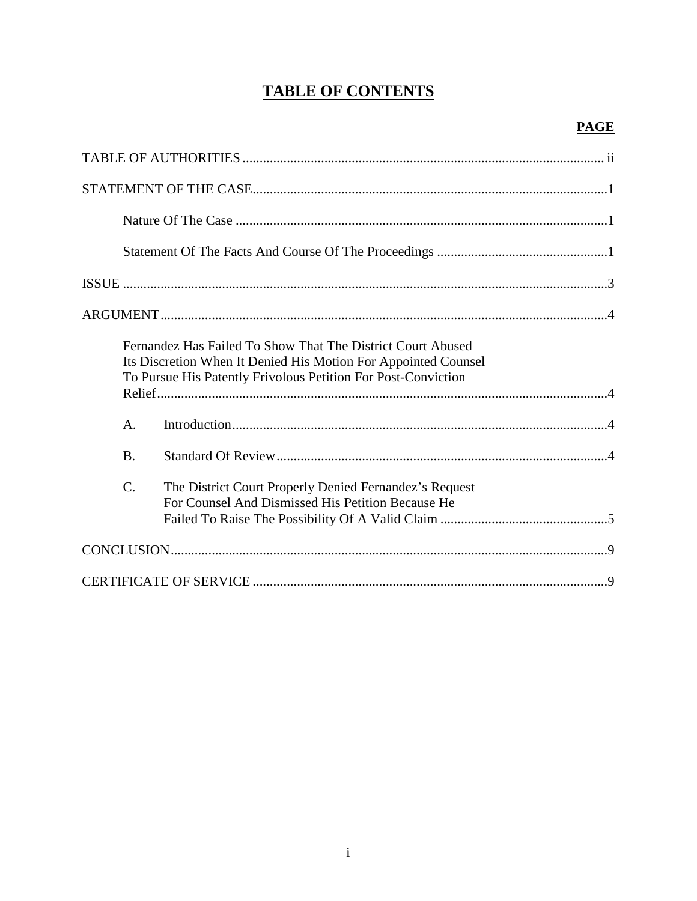# TABLE OF CONTENTS

**PAGE**

TABLE OF AUTHORITIES ........................................................................................................ ii

STATEMENT OF THE CASE......................................................................................................1

Nature Of The Case ............................................................................................................1

Statement Of The Facts And Course Of The Proceedings ..................................................1

ISSUE .............................................................................................................................................3

ARGUMENT..................................................................................................................................4

Fernandez Has Failed To Show That The District Court Abused Its Discretion When It Denied His Motion For Appointed Counsel To Pursue His Patently Frivolous Petition For Post-Conviction Relief..................................................................................................................4

A. Introduction.............................................................................................................4

B. Standard Of Review................................................................................................4

C. The District Court Properly Denied Fernandez's Request For Counsel And Dismissed His Petition Because He Failed To Raise The Possibility Of A Valid Claim ................................................5

CONCLUSION...............................................................................................................................9

CERTIFICATE OF SERVICE .......................................................................................................9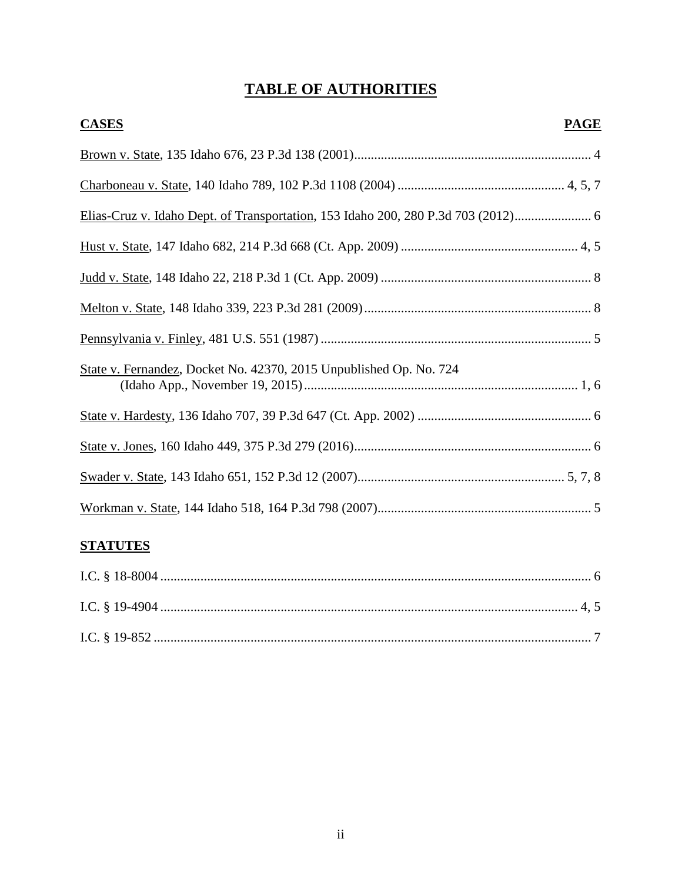# TABLE OF AUTHORITIES

| CASES | PAGE |
| --- | --- |
| Brown v. State, 135 Idaho 676, 23 P.3d 138 (2001) | 4 |
| Charboneau v. State, 140 Idaho 789, 102 P.3d 1108 (2004) | 4, 5, 7 |
| Elias-Cruz v. Idaho Dept. of Transportation, 153 Idaho 200, 280 P.3d 703 (2012) | 6 |
| Hust v. State, 147 Idaho 682, 214 P.3d 668 (Ct. App. 2009) | 4, 5 |
| Judd v. State, 148 Idaho 22, 218 P.3d 1 (Ct. App. 2009) | 8 |
| Melton v. State, 148 Idaho 339, 223 P.3d 281 (2009) | 8 |
| Pennsylvania v. Finley, 481 U.S. 551 (1987) | 5 |
| State v. Fernandez, Docket No. 42370, 2015 Unpublished Op. No. 724 (Idaho App., November 19, 2015) | 1, 6 |
| State v. Hardesty, 136 Idaho 707, 39 P.3d 647 (Ct. App. 2002) | 6 |
| State v. Jones, 160 Idaho 449, 375 P.3d 279 (2016) | 6 |
| Swader v. State, 143 Idaho 651, 152 P.3d 12 (2007) | 5, 7, 8 |
| Workman v. State, 144 Idaho 518, 164 P.3d 798 (2007) | 5 |

| STATUTES | |
| --- | --- |
| I.C. § 18-8004 | 6 |
| I.C. § 19-4904 | 4, 5 |
| I.C. § 19-852 | 7 |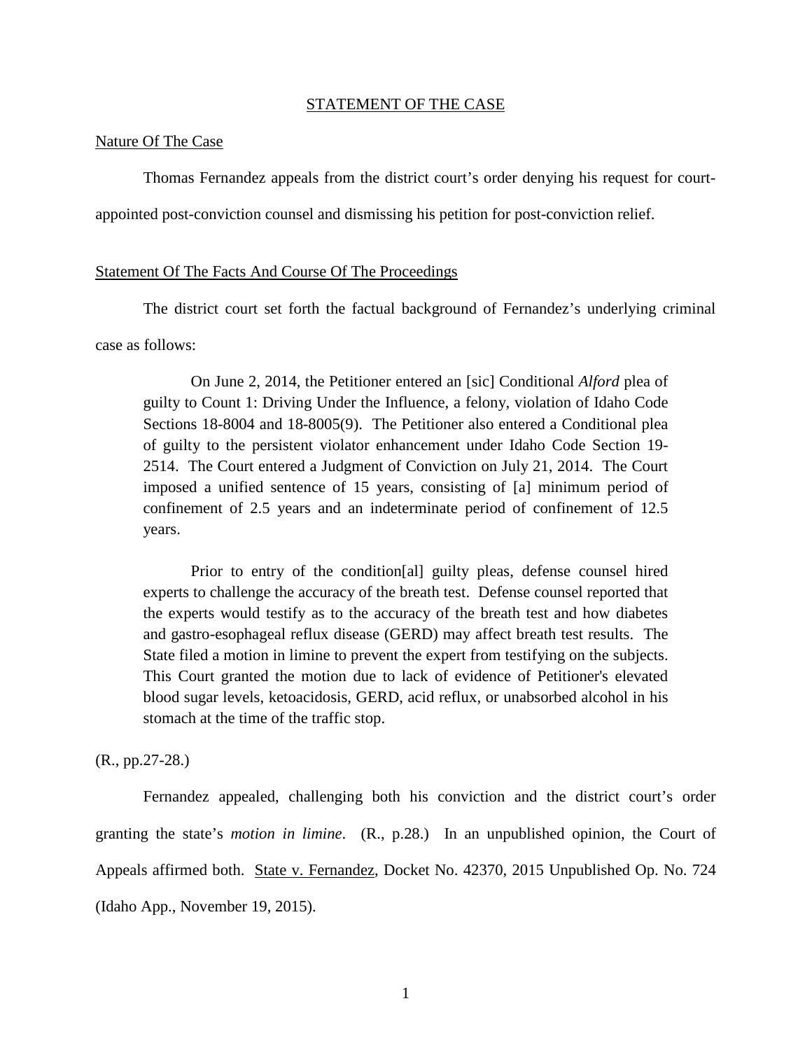## STATEMENT OF THE CASE

### Nature Of The Case

Thomas Fernandez appeals from the district court's order denying his request for court-appointed post-conviction counsel and dismissing his petition for post-conviction relief.

### Statement Of The Facts And Course Of The Proceedings

The district court set forth the factual background of Fernandez's underlying criminal case as follows:

> On June 2, 2014, the Petitioner entered an [sic] Conditional *Alford* plea of guilty to Count 1: Driving Under the Influence, a felony, violation of Idaho Code Sections 18-8004 and 18-8005(9). The Petitioner also entered a Conditional plea of guilty to the persistent violator enhancement under Idaho Code Section 19-2514. The Court entered a Judgment of Conviction on July 21, 2014. The Court imposed a unified sentence of 15 years, consisting of [a] minimum period of confinement of 2.5 years and an indeterminate period of confinement of 12.5 years.
>
> Prior to entry of the condition[al] guilty pleas, defense counsel hired experts to challenge the accuracy of the breath test. Defense counsel reported that the experts would testify as to the accuracy of the breath test and how diabetes and gastro-esophageal reflux disease (GERD) may affect breath test results. The State filed a motion in limine to prevent the expert from testifying on the subjects. This Court granted the motion due to lack of evidence of Petitioner's elevated blood sugar levels, ketoacidosis, GERD, acid reflux, or unabsorbed alcohol in his stomach at the time of the traffic stop.

(R., pp.27-28.)

Fernandez appealed, challenging both his conviction and the district court's order granting the state's *motion in limine*. (R., p.28.) In an unpublished opinion, the Court of Appeals affirmed both. State v. Fernandez, Docket No. 42370, 2015 Unpublished Op. No. 724 (Idaho App., November 19, 2015).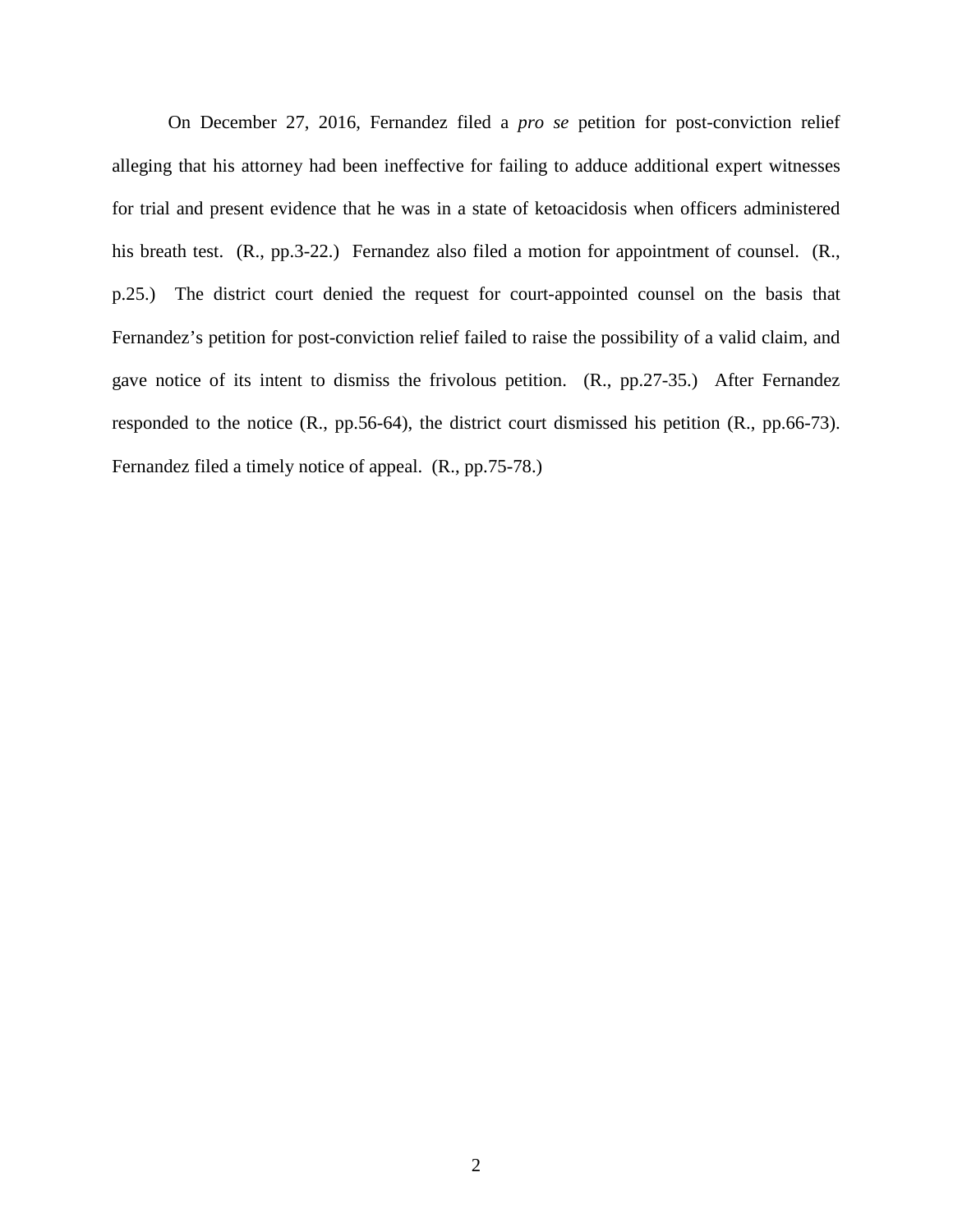On December 27, 2016, Fernandez filed a *pro se* petition for post-conviction relief alleging that his attorney had been ineffective for failing to adduce additional expert witnesses for trial and present evidence that he was in a state of ketoacidosis when officers administered his breath test. (R., pp.3-22.) Fernandez also filed a motion for appointment of counsel. (R., p.25.) The district court denied the request for court-appointed counsel on the basis that Fernandez's petition for post-conviction relief failed to raise the possibility of a valid claim, and gave notice of its intent to dismiss the frivolous petition. (R., pp.27-35.) After Fernandez responded to the notice (R., pp.56-64), the district court dismissed his petition (R., pp.66-73). Fernandez filed a timely notice of appeal. (R., pp.75-78.)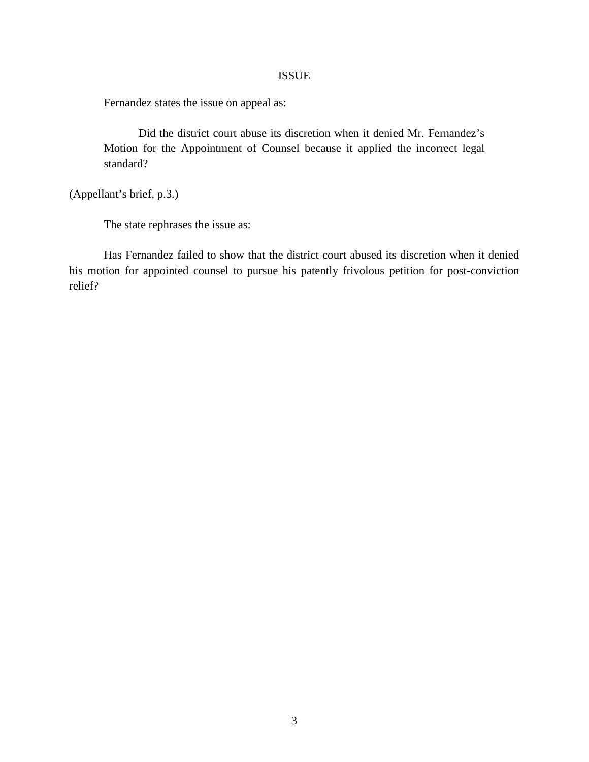## ISSUE

Fernandez states the issue on appeal as:

> Did the district court abuse its discretion when it denied Mr. Fernandez's Motion for the Appointment of Counsel because it applied the incorrect legal standard?

(Appellant's brief, p.3.)

The state rephrases the issue as:

Has Fernandez failed to show that the district court abused its discretion when it denied his motion for appointed counsel to pursue his patently frivolous petition for post-conviction relief?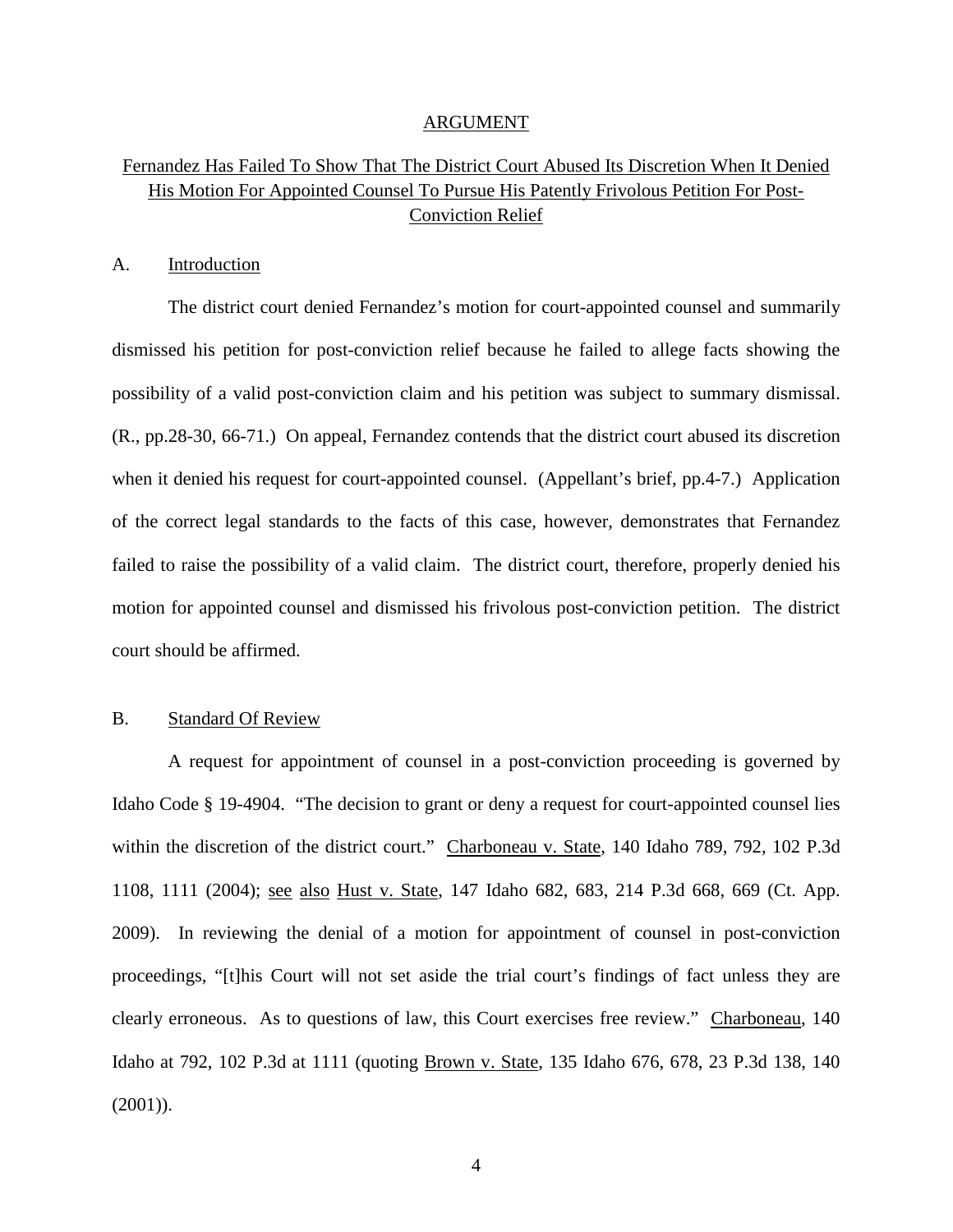## ARGUMENT

### Fernandez Has Failed To Show That The District Court Abused Its Discretion When It Denied His Motion For Appointed Counsel To Pursue His Patently Frivolous Petition For Post-Conviction Relief

#### A. Introduction

The district court denied Fernandez's motion for court-appointed counsel and summarily dismissed his petition for post-conviction relief because he failed to allege facts showing the possibility of a valid post-conviction claim and his petition was subject to summary dismissal. (R., pp.28-30, 66-71.) On appeal, Fernandez contends that the district court abused its discretion when it denied his request for court-appointed counsel. (Appellant's brief, pp.4-7.) Application of the correct legal standards to the facts of this case, however, demonstrates that Fernandez failed to raise the possibility of a valid claim. The district court, therefore, properly denied his motion for appointed counsel and dismissed his frivolous post-conviction petition. The district court should be affirmed.

#### B. Standard Of Review

A request for appointment of counsel in a post-conviction proceeding is governed by Idaho Code § 19-4904. "The decision to grant or deny a request for court-appointed counsel lies within the discretion of the district court." Charboneau v. State, 140 Idaho 789, 792, 102 P.3d 1108, 1111 (2004); see also Hust v. State, 147 Idaho 682, 683, 214 P.3d 668, 669 (Ct. App. 2009). In reviewing the denial of a motion for appointment of counsel in post-conviction proceedings, "[t]his Court will not set aside the trial court's findings of fact unless they are clearly erroneous. As to questions of law, this Court exercises free review." Charboneau, 140 Idaho at 792, 102 P.3d at 1111 (quoting Brown v. State, 135 Idaho 676, 678, 23 P.3d 138, 140 (2001)).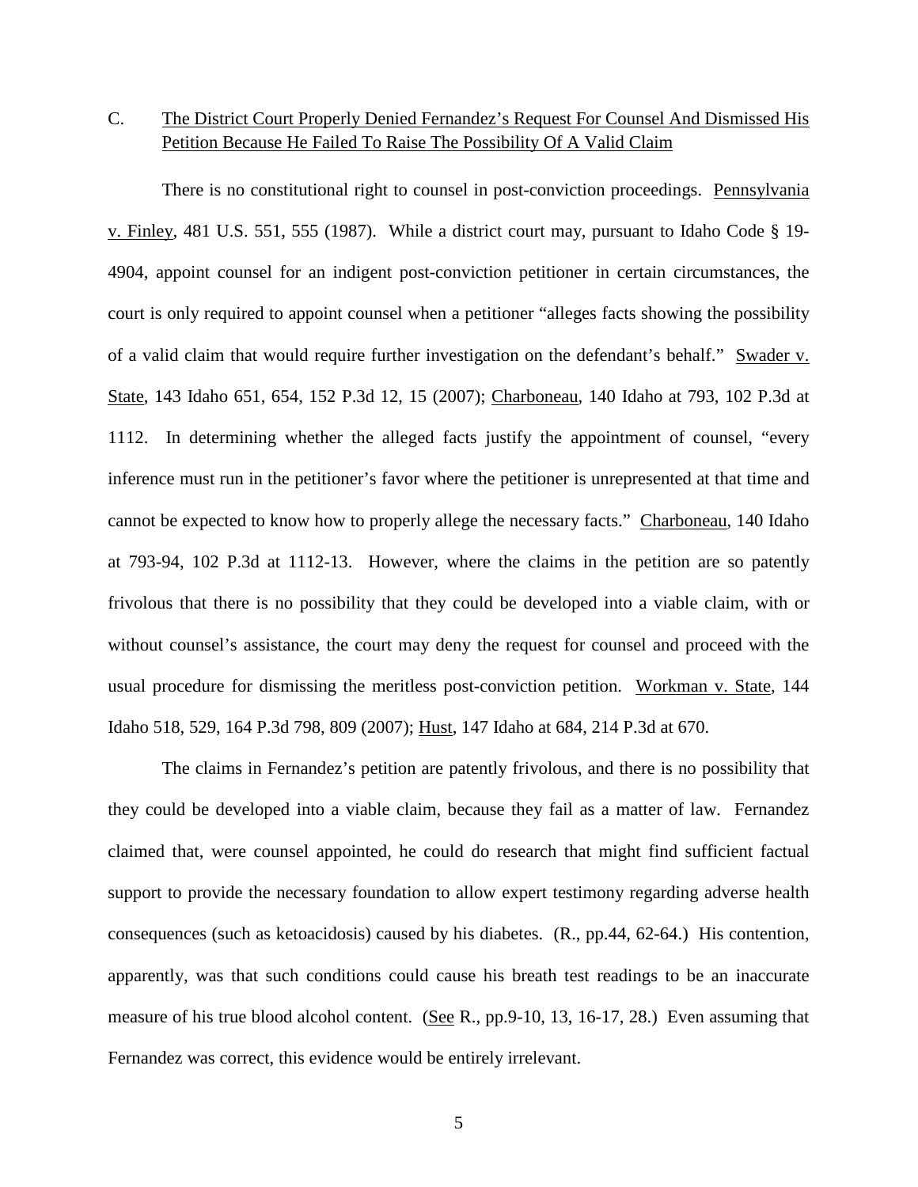C. The District Court Properly Denied Fernandez's Request For Counsel And Dismissed His Petition Because He Failed To Raise The Possibility Of A Valid Claim

There is no constitutional right to counsel in post-conviction proceedings. Pennsylvania v. Finley, 481 U.S. 551, 555 (1987). While a district court may, pursuant to Idaho Code § 19-4904, appoint counsel for an indigent post-conviction petitioner in certain circumstances, the court is only required to appoint counsel when a petitioner "alleges facts showing the possibility of a valid claim that would require further investigation on the defendant's behalf." Swader v. State, 143 Idaho 651, 654, 152 P.3d 12, 15 (2007); Charboneau, 140 Idaho at 793, 102 P.3d at 1112. In determining whether the alleged facts justify the appointment of counsel, "every inference must run in the petitioner's favor where the petitioner is unrepresented at that time and cannot be expected to know how to properly allege the necessary facts." Charboneau, 140 Idaho at 793-94, 102 P.3d at 1112-13. However, where the claims in the petition are so patently frivolous that there is no possibility that they could be developed into a viable claim, with or without counsel's assistance, the court may deny the request for counsel and proceed with the usual procedure for dismissing the meritless post-conviction petition. Workman v. State, 144 Idaho 518, 529, 164 P.3d 798, 809 (2007); Hust, 147 Idaho at 684, 214 P.3d at 670.

The claims in Fernandez's petition are patently frivolous, and there is no possibility that they could be developed into a viable claim, because they fail as a matter of law. Fernandez claimed that, were counsel appointed, he could do research that might find sufficient factual support to provide the necessary foundation to allow expert testimony regarding adverse health consequences (such as ketoacidosis) caused by his diabetes. (R., pp.44, 62-64.) His contention, apparently, was that such conditions could cause his breath test readings to be an inaccurate measure of his true blood alcohol content. (See R., pp.9-10, 13, 16-17, 28.) Even assuming that Fernandez was correct, this evidence would be entirely irrelevant.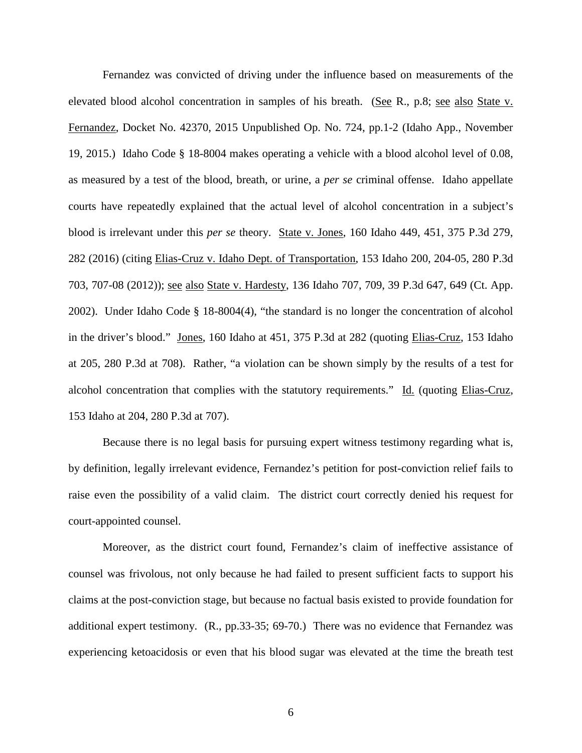Fernandez was convicted of driving under the influence based on measurements of the elevated blood alcohol concentration in samples of his breath. (See R., p.8; see also State v. Fernandez, Docket No. 42370, 2015 Unpublished Op. No. 724, pp.1-2 (Idaho App., November 19, 2015.) Idaho Code § 18-8004 makes operating a vehicle with a blood alcohol level of 0.08, as measured by a test of the blood, breath, or urine, a *per se* criminal offense. Idaho appellate courts have repeatedly explained that the actual level of alcohol concentration in a subject's blood is irrelevant under this *per se* theory. State v. Jones, 160 Idaho 449, 451, 375 P.3d 279, 282 (2016) (citing Elias-Cruz v. Idaho Dept. of Transportation, 153 Idaho 200, 204-05, 280 P.3d 703, 707-08 (2012)); see also State v. Hardesty, 136 Idaho 707, 709, 39 P.3d 647, 649 (Ct. App. 2002). Under Idaho Code § 18-8004(4), "the standard is no longer the concentration of alcohol in the driver's blood." Jones, 160 Idaho at 451, 375 P.3d at 282 (quoting Elias-Cruz, 153 Idaho at 205, 280 P.3d at 708). Rather, "a violation can be shown simply by the results of a test for alcohol concentration that complies with the statutory requirements." Id. (quoting Elias-Cruz, 153 Idaho at 204, 280 P.3d at 707).

Because there is no legal basis for pursuing expert witness testimony regarding what is, by definition, legally irrelevant evidence, Fernandez's petition for post-conviction relief fails to raise even the possibility of a valid claim. The district court correctly denied his request for court-appointed counsel.

Moreover, as the district court found, Fernandez's claim of ineffective assistance of counsel was frivolous, not only because he had failed to present sufficient facts to support his claims at the post-conviction stage, but because no factual basis existed to provide foundation for additional expert testimony. (R., pp.33-35; 69-70.) There was no evidence that Fernandez was experiencing ketoacidosis or even that his blood sugar was elevated at the time the breath test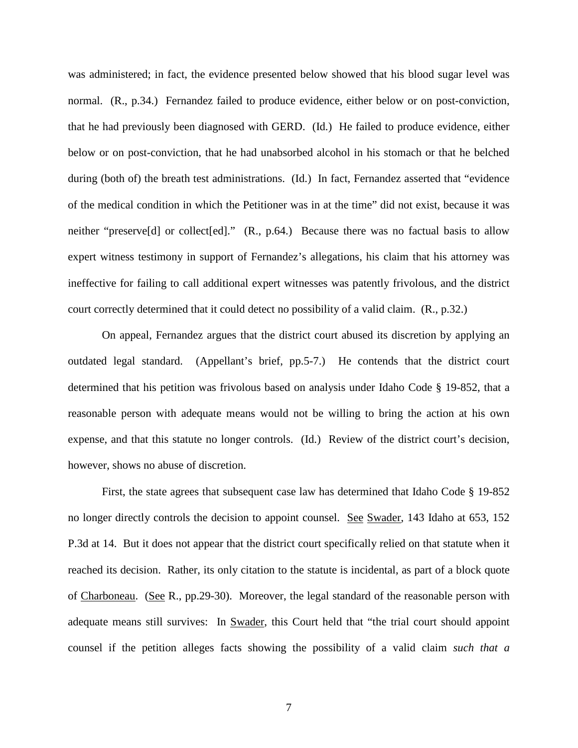was administered; in fact, the evidence presented below showed that his blood sugar level was normal. (R., p.34.) Fernandez failed to produce evidence, either below or on post-conviction, that he had previously been diagnosed with GERD. (Id.) He failed to produce evidence, either below or on post-conviction, that he had unabsorbed alcohol in his stomach or that he belched during (both of) the breath test administrations. (Id.) In fact, Fernandez asserted that "evidence of the medical condition in which the Petitioner was in at the time" did not exist, because it was neither "preserve[d] or collect[ed]." (R., p.64.) Because there was no factual basis to allow expert witness testimony in support of Fernandez's allegations, his claim that his attorney was ineffective for failing to call additional expert witnesses was patently frivolous, and the district court correctly determined that it could detect no possibility of a valid claim. (R., p.32.)

On appeal, Fernandez argues that the district court abused its discretion by applying an outdated legal standard. (Appellant's brief, pp.5-7.) He contends that the district court determined that his petition was frivolous based on analysis under Idaho Code § 19-852, that a reasonable person with adequate means would not be willing to bring the action at his own expense, and that this statute no longer controls. (Id.) Review of the district court's decision, however, shows no abuse of discretion.

First, the state agrees that subsequent case law has determined that Idaho Code § 19-852 no longer directly controls the decision to appoint counsel. See Swader, 143 Idaho at 653, 152 P.3d at 14. But it does not appear that the district court specifically relied on that statute when it reached its decision. Rather, its only citation to the statute is incidental, as part of a block quote of Charboneau. (See R., pp.29-30). Moreover, the legal standard of the reasonable person with adequate means still survives: In Swader, this Court held that "the trial court should appoint counsel if the petition alleges facts showing the possibility of a valid claim *such that a*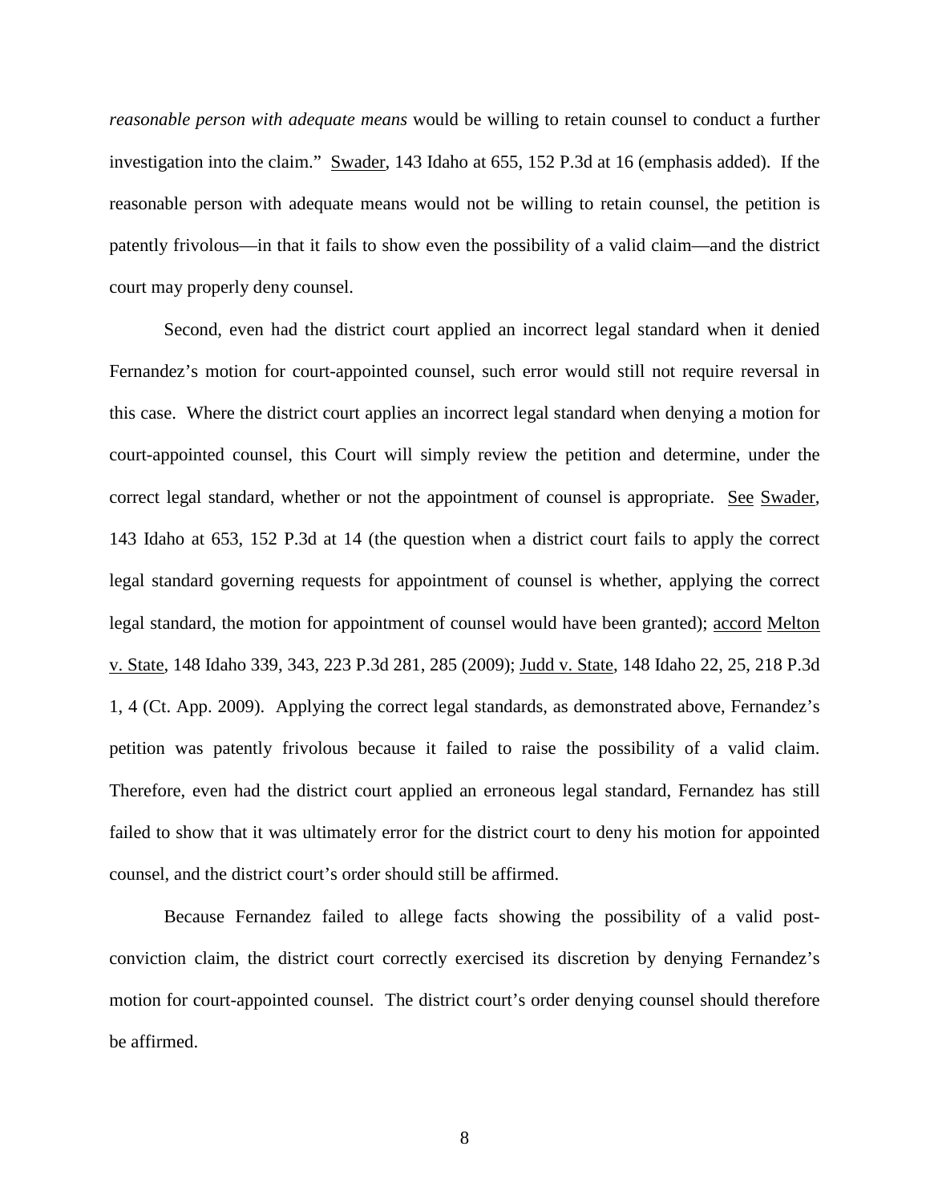*reasonable person with adequate means* would be willing to retain counsel to conduct a further investigation into the claim." Swader, 143 Idaho at 655, 152 P.3d at 16 (emphasis added). If the reasonable person with adequate means would not be willing to retain counsel, the petition is patently frivolous—in that it fails to show even the possibility of a valid claim—and the district court may properly deny counsel.

Second, even had the district court applied an incorrect legal standard when it denied Fernandez's motion for court-appointed counsel, such error would still not require reversal in this case. Where the district court applies an incorrect legal standard when denying a motion for court-appointed counsel, this Court will simply review the petition and determine, under the correct legal standard, whether or not the appointment of counsel is appropriate. See Swader, 143 Idaho at 653, 152 P.3d at 14 (the question when a district court fails to apply the correct legal standard governing requests for appointment of counsel is whether, applying the correct legal standard, the motion for appointment of counsel would have been granted); accord Melton v. State, 148 Idaho 339, 343, 223 P.3d 281, 285 (2009); Judd v. State, 148 Idaho 22, 25, 218 P.3d 1, 4 (Ct. App. 2009). Applying the correct legal standards, as demonstrated above, Fernandez's petition was patently frivolous because it failed to raise the possibility of a valid claim. Therefore, even had the district court applied an erroneous legal standard, Fernandez has still failed to show that it was ultimately error for the district court to deny his motion for appointed counsel, and the district court's order should still be affirmed.

Because Fernandez failed to allege facts showing the possibility of a valid post-conviction claim, the district court correctly exercised its discretion by denying Fernandez's motion for court-appointed counsel. The district court's order denying counsel should therefore be affirmed.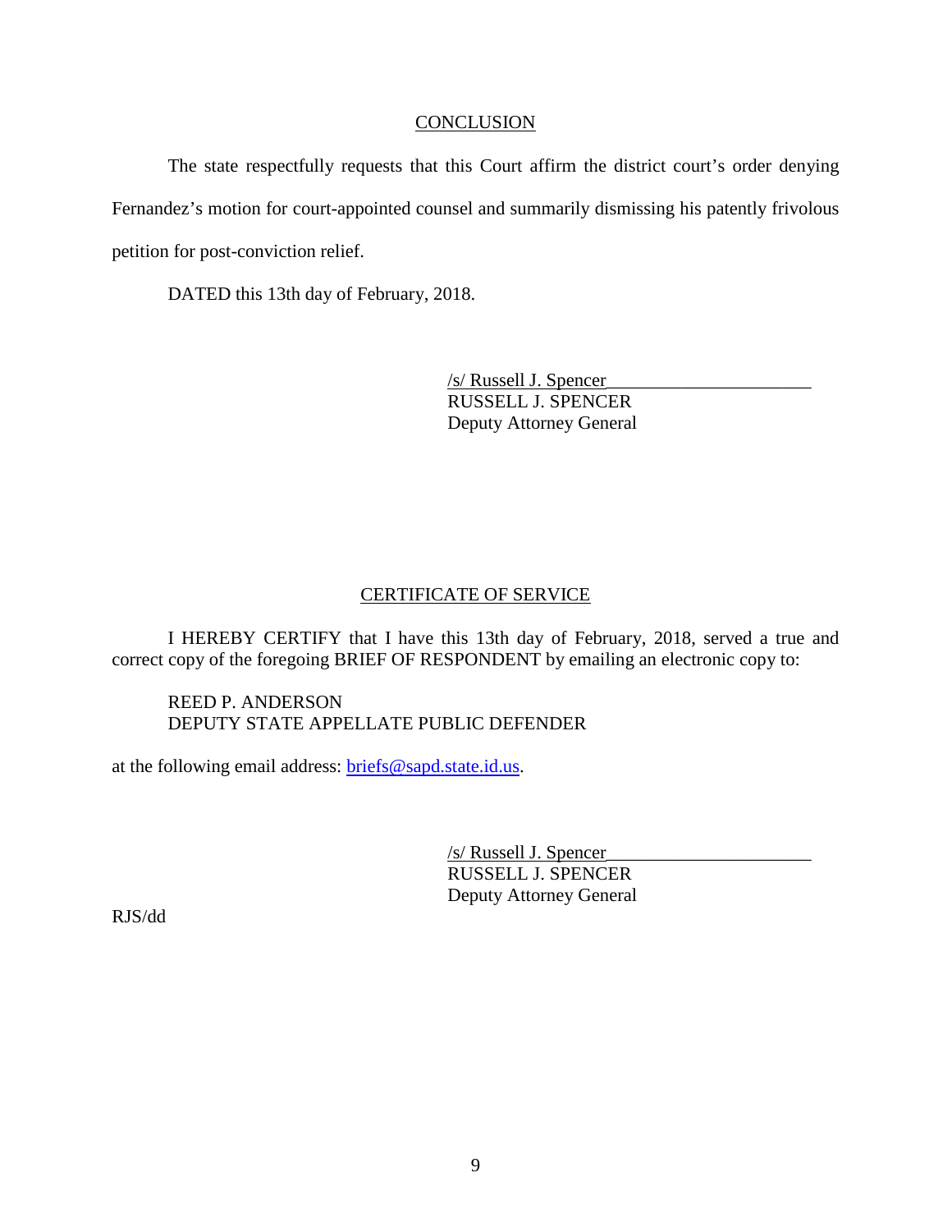## CONCLUSION

The state respectfully requests that this Court affirm the district court's order denying Fernandez's motion for court-appointed counsel and summarily dismissing his patently frivolous petition for post-conviction relief.

DATED this 13th day of February, 2018.

/s/ Russell J. Spencer
RUSSELL J. SPENCER
Deputy Attorney General

## CERTIFICATE OF SERVICE

I HEREBY CERTIFY that I have this 13th day of February, 2018, served a true and correct copy of the foregoing BRIEF OF RESPONDENT by emailing an electronic copy to:

REED P. ANDERSON
DEPUTY STATE APPELLATE PUBLIC DEFENDER

at the following email address: briefs@sapd.state.id.us.

/s/ Russell J. Spencer
RUSSELL J. SPENCER
Deputy Attorney General

RJS/dd